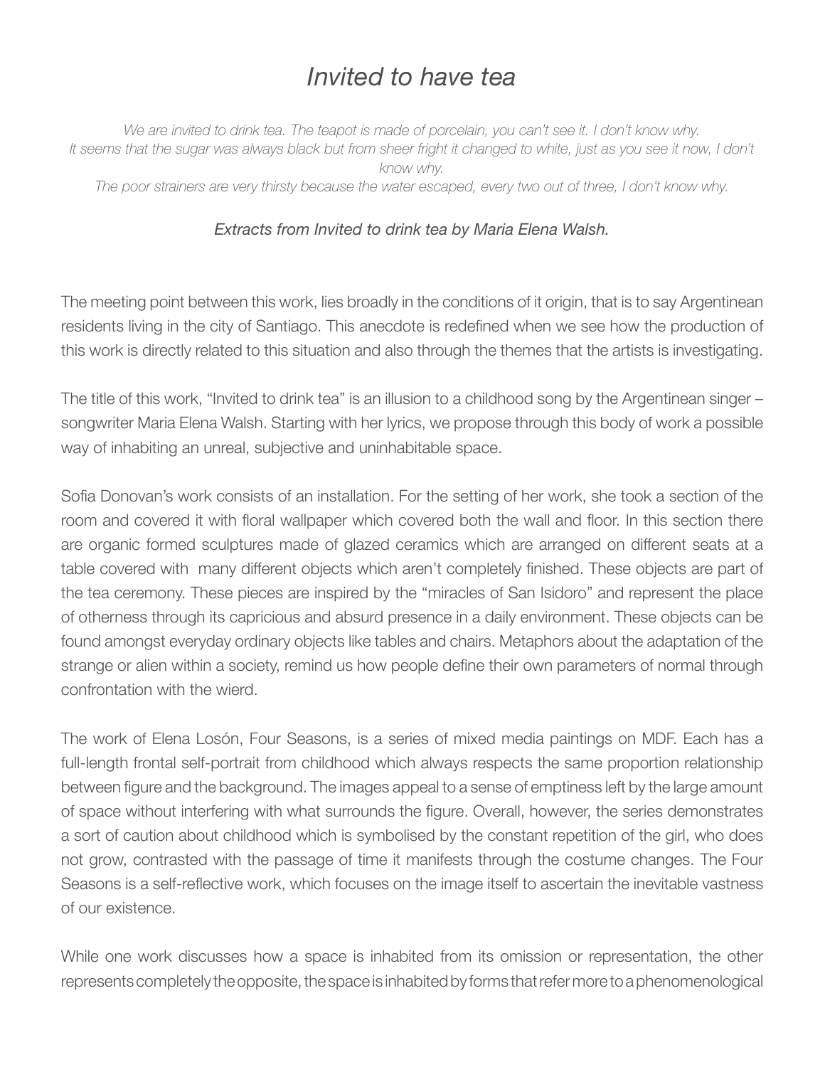# *Invited to have tea*

*We are invited to drink tea. The teapot is made of porcelain, you can't see it. I don't know why.*
*It seems that the sugar was always black but from sheer fright it changed to white, just as you see it now, I don't know why.*
*The poor strainers are very thirsty because the water escaped, every two out of three, I don't know why.*

*Extracts from Invited to drink tea by Maria Elena Walsh.*

The meeting point between this work, lies broadly in the conditions of it origin, that is to say Argentinean residents living in the city of Santiago. This anecdote is redefined when we see how the production of this work is directly related to this situation and also through the themes that the artists is investigating.

The title of this work, "Invited to drink tea" is an illusion to a childhood song by the Argentinean singer – songwriter Maria Elena Walsh. Starting with her lyrics, we propose through this body of work a possible way of inhabiting an unreal, subjective and uninhabitable space.

Sofia Donovan's work consists of an installation. For the setting of her work, she took a section of the room and covered it with floral wallpaper which covered both the wall and floor. In this section there are organic formed sculptures made of glazed ceramics which are arranged on different seats at a table covered with many different objects which aren't completely finished. These objects are part of the tea ceremony. These pieces are inspired by the "miracles of San Isidoro" and represent the place of otherness through its capricious and absurd presence in a daily environment. These objects can be found amongst everyday ordinary objects like tables and chairs. Metaphors about the adaptation of the strange or alien within a society, remind us how people define their own parameters of normal through confrontation with the wierd.

The work of Elena Losón, Four Seasons, is a series of mixed media paintings on MDF. Each has a full-length frontal self-portrait from childhood which always respects the same proportion relationship between figure and the background. The images appeal to a sense of emptiness left by the large amount of space without interfering with what surrounds the figure. Overall, however, the series demonstrates a sort of caution about childhood which is symbolised by the constant repetition of the girl, who does not grow, contrasted with the passage of time it manifests through the costume changes. The Four Seasons is a self-reflective work, which focuses on the image itself to ascertain the inevitable vastness of our existence.

While one work discusses how a space is inhabited from its omission or representation, the other represents completely the opposite, the space is inhabited by forms that refer more to a phenomenological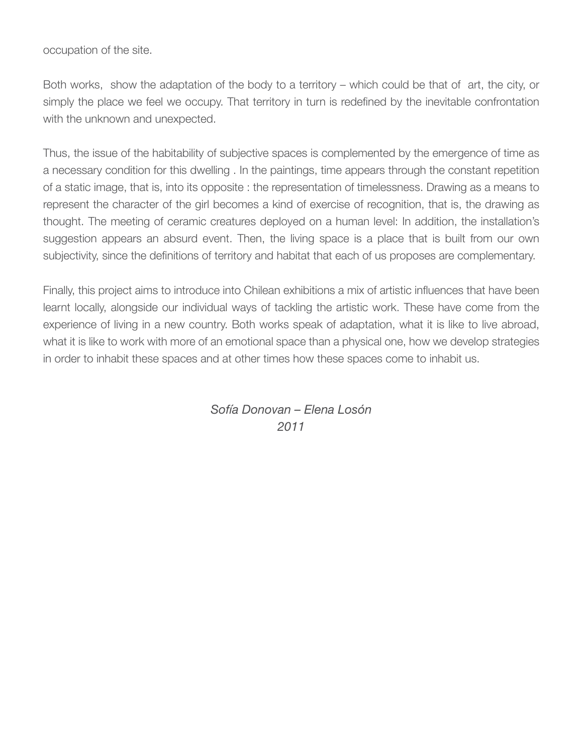occupation of the site.

Both works, show the adaptation of the body to a territory – which could be that of art, the city, or simply the place we feel we occupy. That territory in turn is redefined by the inevitable confrontation with the unknown and unexpected.

Thus, the issue of the habitability of subjective spaces is complemented by the emergence of time as a necessary condition for this dwelling . In the paintings, time appears through the constant repetition of a static image, that is, into its opposite : the representation of timelessness. Drawing as a means to represent the character of the girl becomes a kind of exercise of recognition, that is, the drawing as thought. The meeting of ceramic creatures deployed on a human level: In addition, the installation's suggestion appears an absurd event. Then, the living space is a place that is built from our own subjectivity, since the definitions of territory and habitat that each of us proposes are complementary.

Finally, this project aims to introduce into Chilean exhibitions a mix of artistic influences that have been learnt locally, alongside our individual ways of tackling the artistic work. These have come from the experience of living in a new country. Both works speak of adaptation, what it is like to live abroad, what it is like to work with more of an emotional space than a physical one, how we develop strategies in order to inhabit these spaces and at other times how these spaces come to inhabit us.

*Sofía Donovan – Elena Losón*
*2011*